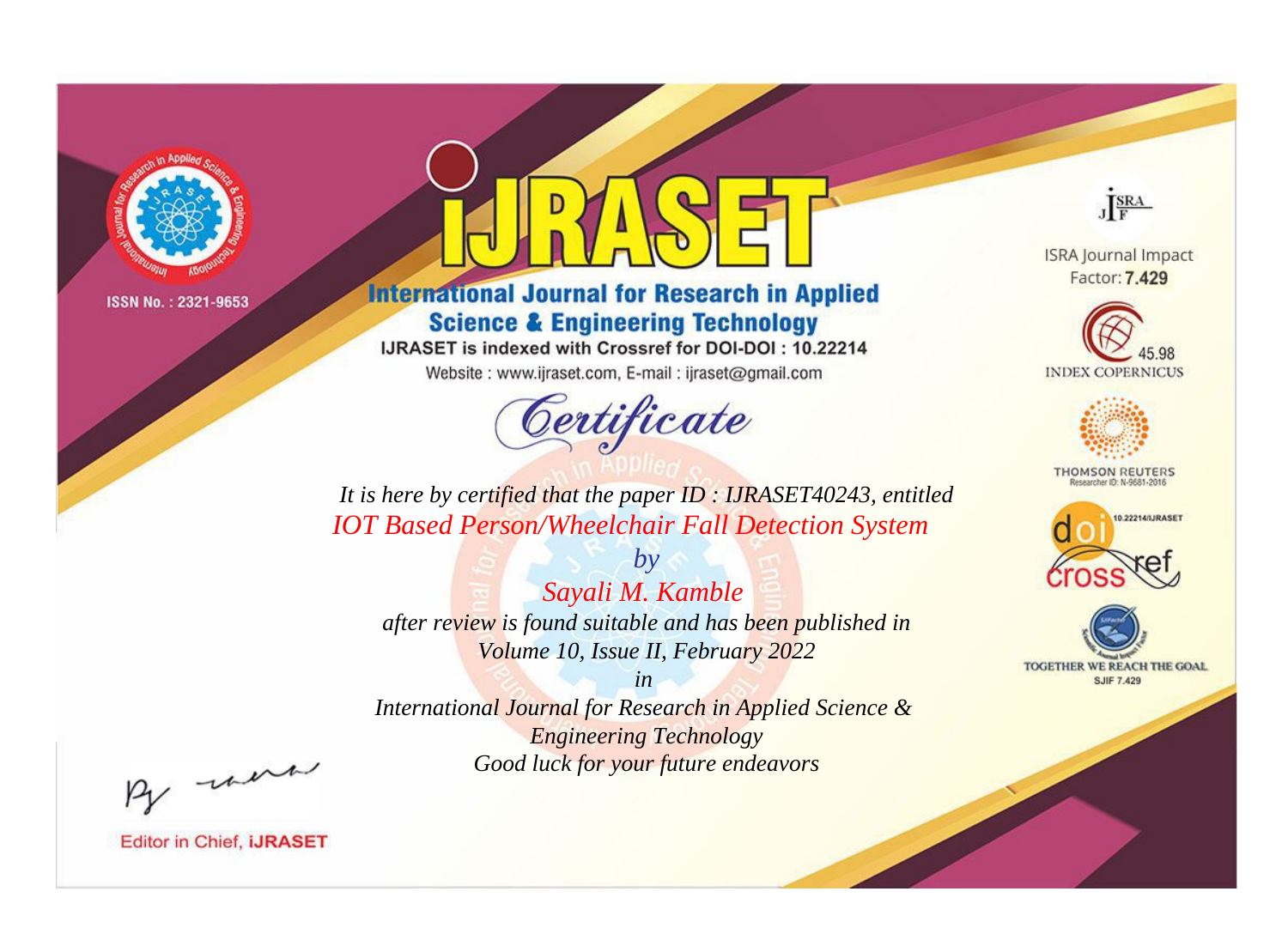ISSN No. : 2321-9653

# IJRASET

## International Journal for Research in Applied Science & Engineering Technology

IJRASET is indexed with Crossref for DOI-DOI : 10.22214

Website : www.ijraset.com, E-mail : ijraset@gmail.com

ISRA Journal Impact Factor: **7.429**

45.98 INDEX COPERNICUS

THOMSON REUTERS Researcher ID: N-9681-2016

10.22214/IJRASET

TOGETHER WE REACH THE GOAL SJIF 7.429

## Certificate

*It is here by certified that the paper ID : IJRASET40243, entitled*

*IOT Based Person/Wheelchair Fall Detection System*

*by*

*Sayali M. Kamble*

*after review is found suitable and has been published in*

*Volume 10, Issue II, February 2022*

*in*

*International Journal for Research in Applied Science & Engineering Technology*

*Good luck for your future endeavors*

Editor in Chief, **IJRASET**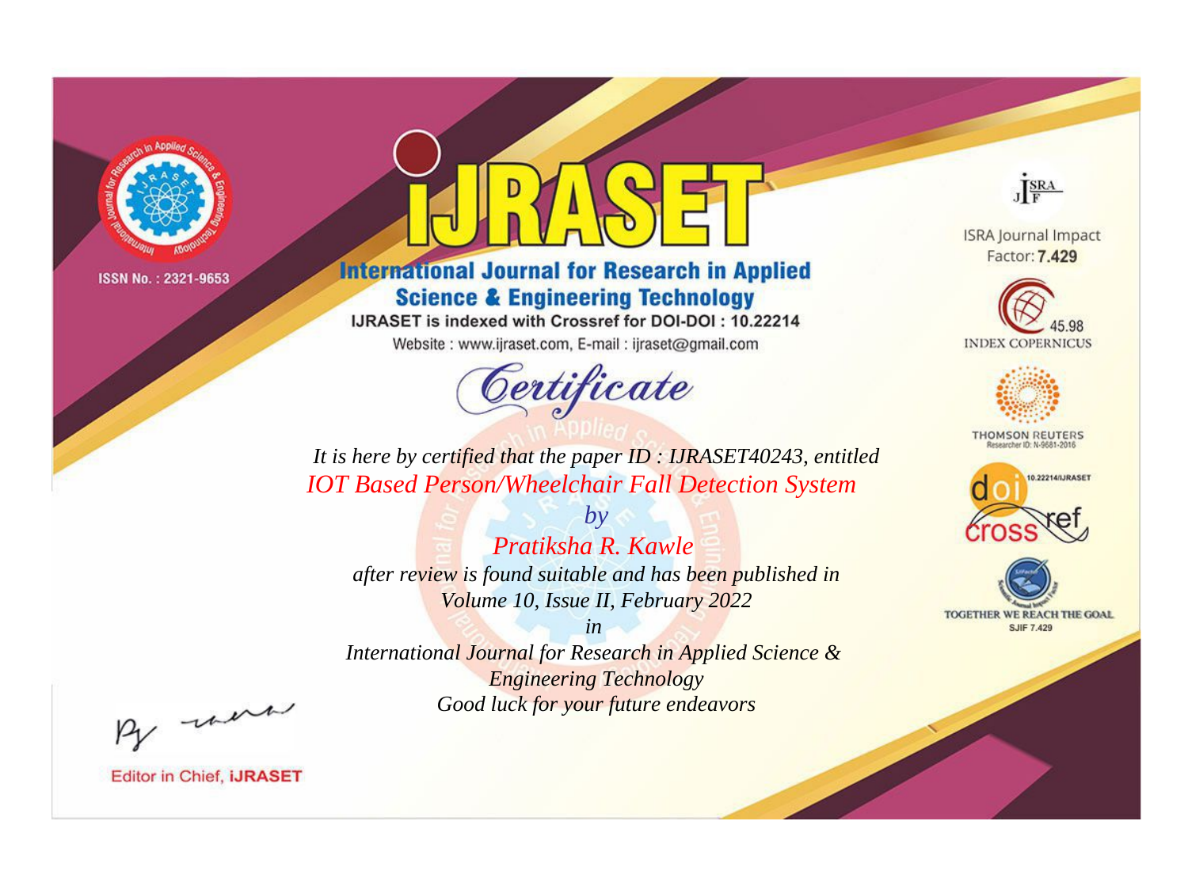ISSN No. : 2321-9653

# iJRASET

## International Journal for Research in Applied Science & Engineering Technology

IJRASET is indexed with Crossref for DOI-DOI : 10.22214

Website : www.ijraset.com, E-mail : ijraset@gmail.com

# Certificate

*It is here by certified that the paper ID : IJRASET40243, entitled*

*IOT Based Person/Wheelchair Fall Detection System*

*by*

*Pratiksha R. Kawle*

*after review is found suitable and has been published in*

*Volume 10, Issue II, February 2022*

*in*

*International Journal for Research in Applied Science & Engineering Technology*

*Good luck for your future endeavors*

ISRA Journal Impact Factor: **7.429**

45.98 INDEX COPERNICUS

THOMSON REUTERS Researcher ID: N-9681-2016

10.22214/IJRASET

TOGETHER WE REACH THE GOAL SJIF 7.429

Editor in Chief, **iJRASET**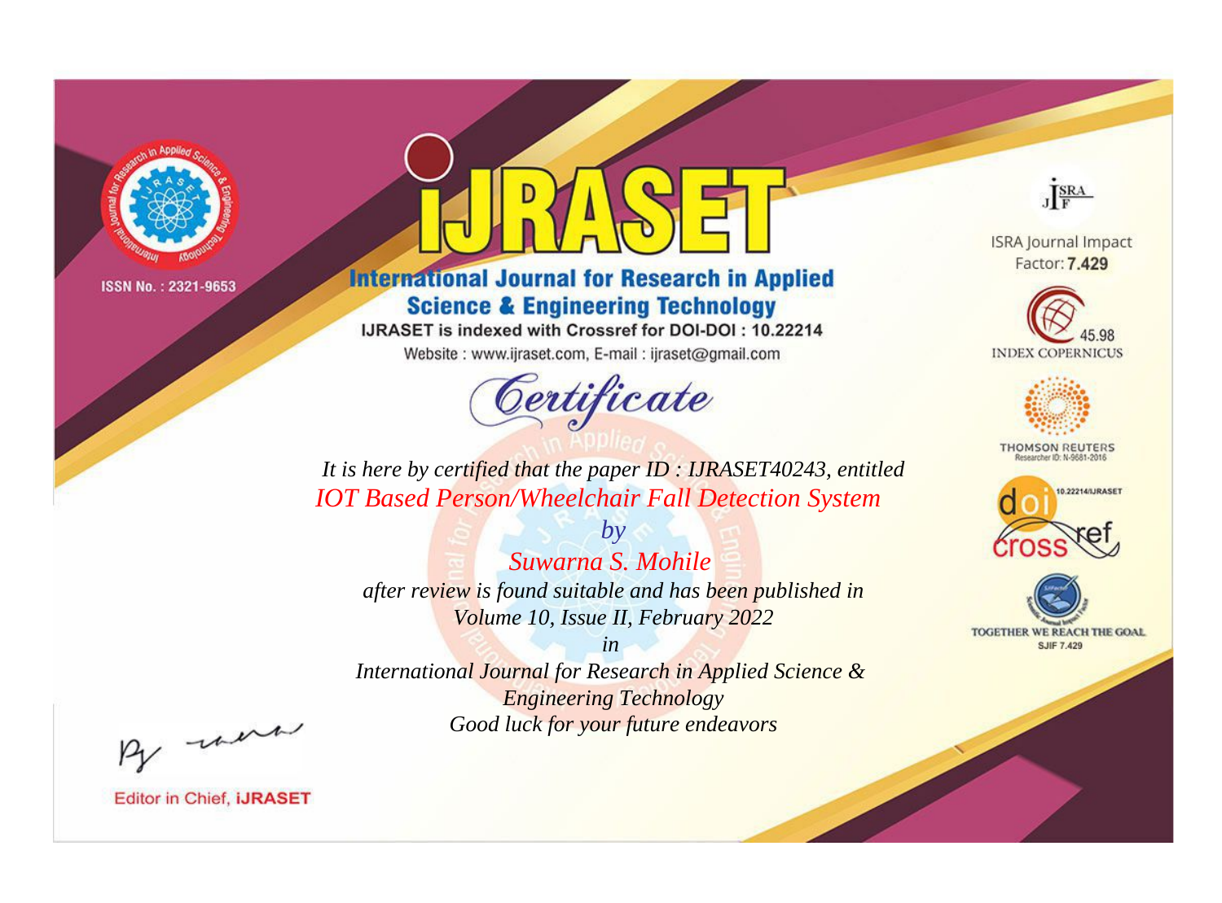ISSN No. : 2321-9653

# IJRASET

## International Journal for Research in Applied Science & Engineering Technology

IJRASET is indexed with Crossref for DOI-DOI : 10.22214

Website : www.ijraset.com, E-mail : ijraset@gmail.com

# Certificate

*It is here by certified that the paper ID : IJRASET40243, entitled*

*IOT Based Person/Wheelchair Fall Detection System*

*by*

*Suwarna S. Mohile*

*after review is found suitable and has been published in*

*Volume 10, Issue II, February 2022*

*in*

*International Journal for Research in Applied Science & Engineering Technology*

*Good luck for your future endeavors*

ISRA Journal Impact Factor: **7.429**

45.98 INDEX COPERNICUS

THOMSON REUTERS Researcher ID: N-9681-2016

10.22214/IJRASET

TOGETHER WE REACH THE GOAL SJIF 7.429

Editor in Chief, **IJRASET**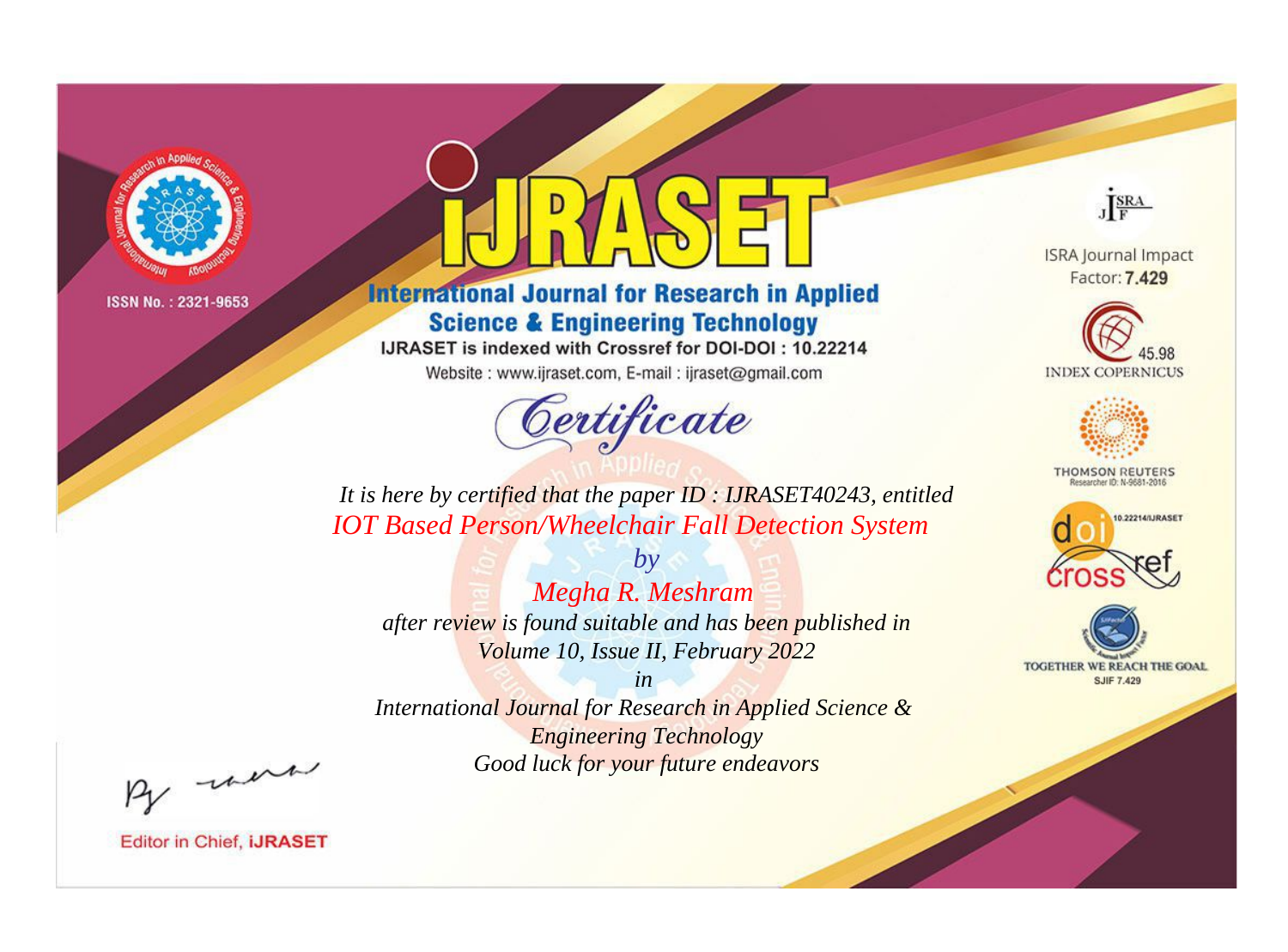ISSN No. : 2321-9653

# iJRASET

## International Journal for Research in Applied Science & Engineering Technology

IJRASET is indexed with Crossref for DOI-DOI : 10.22214

Website : www.ijraset.com, E-mail : ijraset@gmail.com

ISRA Journal Impact Factor: **7.429**

45.98 INDEX COPERNICUS

THOMSON REUTERS Researcher ID: N-9681-2016

10.22214/IJRASET

TOGETHER WE REACH THE GOAL SJIF 7.429

# Certificate

*It is here by certified that the paper ID : IJRASET40243, entitled*

*IOT Based Person/Wheelchair Fall Detection System*

*by*

*Megha R. Meshram*

*after review is found suitable and has been published in*

*Volume 10, Issue II, February 2022*

*in*

*International Journal for Research in Applied Science & Engineering Technology*

*Good luck for your future endeavors*

Editor in Chief, **iJRASET**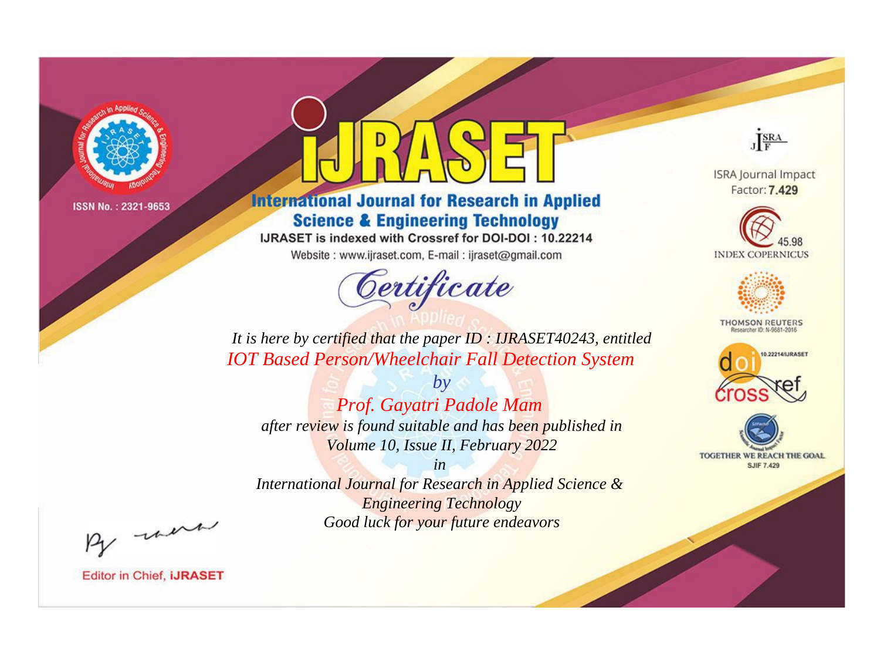ISSN No. : 2321-9653

# iJRASET

## International Journal for Research in Applied Science & Engineering Technology

IJRASET is indexed with Crossref for DOI-DOI : 10.22214

Website : www.ijraset.com, E-mail : ijraset@gmail.com

# Certificate

*It is here by certified that the paper ID : IJRASET40243, entitled*

*IOT Based Person/Wheelchair Fall Detection System*

*by*

*Prof. Gayatri Padole Mam*

*after review is found suitable and has been published in*

*Volume 10, Issue II, February 2022*

*in*

*International Journal for Research in Applied Science & Engineering Technology*

*Good luck for your future endeavors*

ISRA Journal Impact Factor: **7.429**

45.98 INDEX COPERNICUS

THOMSON REUTERS Researcher ID: N-9681-2016

10.22214/IJRASET

TOGETHER WE REACH THE GOAL SJIF 7.429

Editor in Chief, **iJRASET**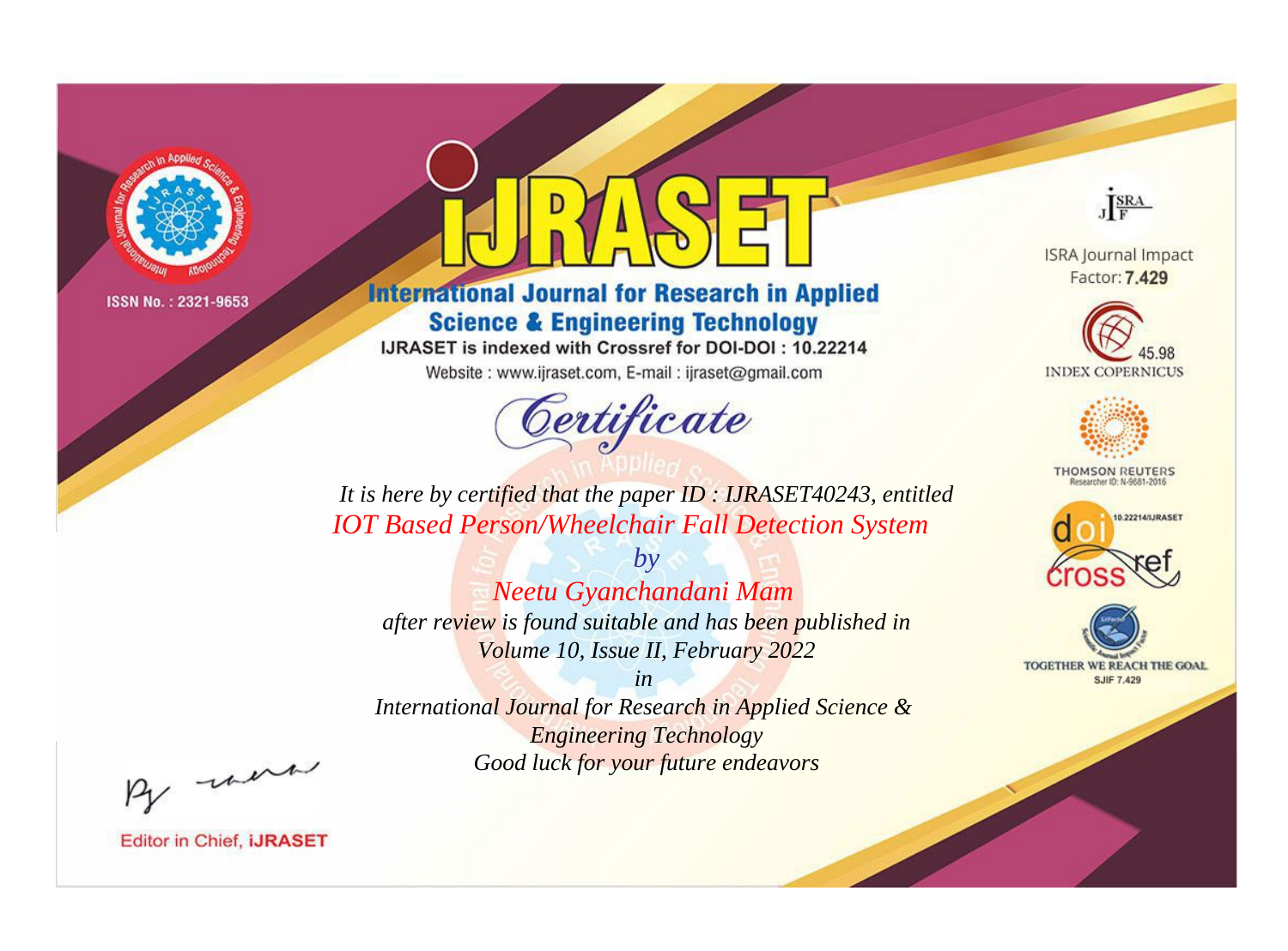ISSN No. : 2321-9653

# IJRASET

## International Journal for Research in Applied Science & Engineering Technology

IJRASET is indexed with Crossref for DOI-DOI : 10.22214

Website : www.ijraset.com, E-mail : ijraset@gmail.com

ISRA Journal Impact Factor: **7.429**

45.98 INDEX COPERNICUS

THOMSON REUTERS Researcher ID: N-9681-2016

10.22214/IJRASET

TOGETHER WE REACH THE GOAL SJIF 7.429

# *Certificate*

*It is here by certified that the paper ID : IJRASET40243, entitled*

*IOT Based Person/Wheelchair Fall Detection System*

*by*

*Neetu Gyanchandani Mam*

*after review is found suitable and has been published in*

*Volume 10, Issue II, February 2022*

*in*

*International Journal for Research in Applied Science & Engineering Technology*

*Good luck for your future endeavors*

Editor in Chief, **iJRASET**